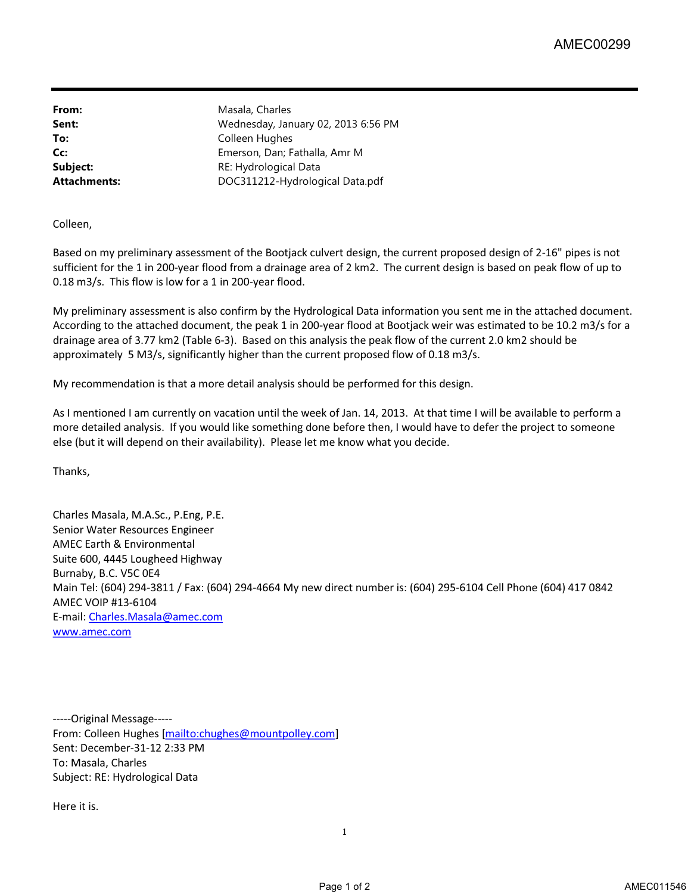| | |
|---|---|
| **From:** | Masala, Charles |
| **Sent:** | Wednesday, January 02, 2013 6:56 PM |
| **To:** | Colleen Hughes |
| **Cc:** | Emerson, Dan; Fathalla, Amr M |
| **Subject:** | RE: Hydrological Data |
| **Attachments:** | DOC311212-Hydrological Data.pdf |

Colleen,

Based on my preliminary assessment of the Bootjack culvert design, the current proposed design of 2-16" pipes is not sufficient for the 1 in 200-year flood from a drainage area of 2 km2. The current design is based on peak flow of up to 0.18 m3/s. This flow is low for a 1 in 200-year flood.

My preliminary assessment is also confirm by the Hydrological Data information you sent me in the attached document. According to the attached document, the peak 1 in 200-year flood at Bootjack weir was estimated to be 10.2 m3/s for a drainage area of 3.77 km2 (Table 6-3). Based on this analysis the peak flow of the current 2.0 km2 should be approximately 5 M3/s, significantly higher than the current proposed flow of 0.18 m3/s.

My recommendation is that a more detail analysis should be performed for this design.

As I mentioned I am currently on vacation until the week of Jan. 14, 2013. At that time I will be available to perform a more detailed analysis. If you would like something done before then, I would have to defer the project to someone else (but it will depend on their availability). Please let me know what you decide.

Thanks,

Charles Masala, M.A.Sc., P.Eng, P.E.
Senior Water Resources Engineer
AMEC Earth & Environmental
Suite 600, 4445 Lougheed Highway
Burnaby, B.C. V5C 0E4
Main Tel: (604) 294-3811 / Fax: (604) 294-4664 My new direct number is: (604) 295-6104 Cell Phone (604) 417 0842
AMEC VOIP #13-6104
E-mail: Charles.Masala@amec.com
www.amec.com

-----Original Message-----
From: Colleen Hughes [mailto:chughes@mountpolley.com]
Sent: December-31-12 2:33 PM
To: Masala, Charles
Subject: RE: Hydrological Data

Here it is.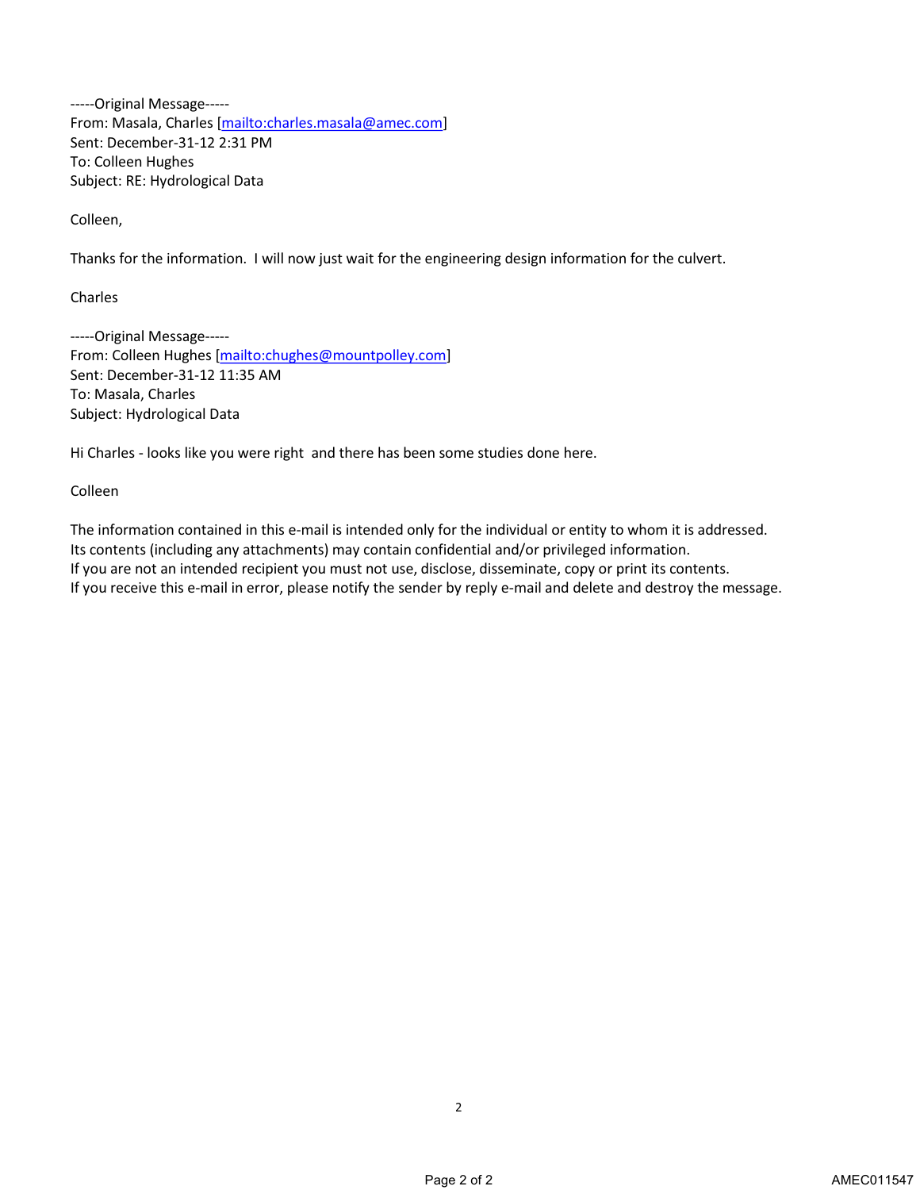-----Original Message-----
From: Masala, Charles [mailto:charles.masala@amec.com]
Sent: December-31-12 2:31 PM
To: Colleen Hughes
Subject: RE: Hydrological Data

Colleen,

Thanks for the information. I will now just wait for the engineering design information for the culvert.

Charles

-----Original Message-----
From: Colleen Hughes [mailto:chughes@mountpolley.com]
Sent: December-31-12 11:35 AM
To: Masala, Charles
Subject: Hydrological Data

Hi Charles - looks like you were right and there has been some studies done here.

Colleen

The information contained in this e-mail is intended only for the individual or entity to whom it is addressed.
Its contents (including any attachments) may contain confidential and/or privileged information.
If you are not an intended recipient you must not use, disclose, disseminate, copy or print its contents.
If you receive this e-mail in error, please notify the sender by reply e-mail and delete and destroy the message.

AMEC011547